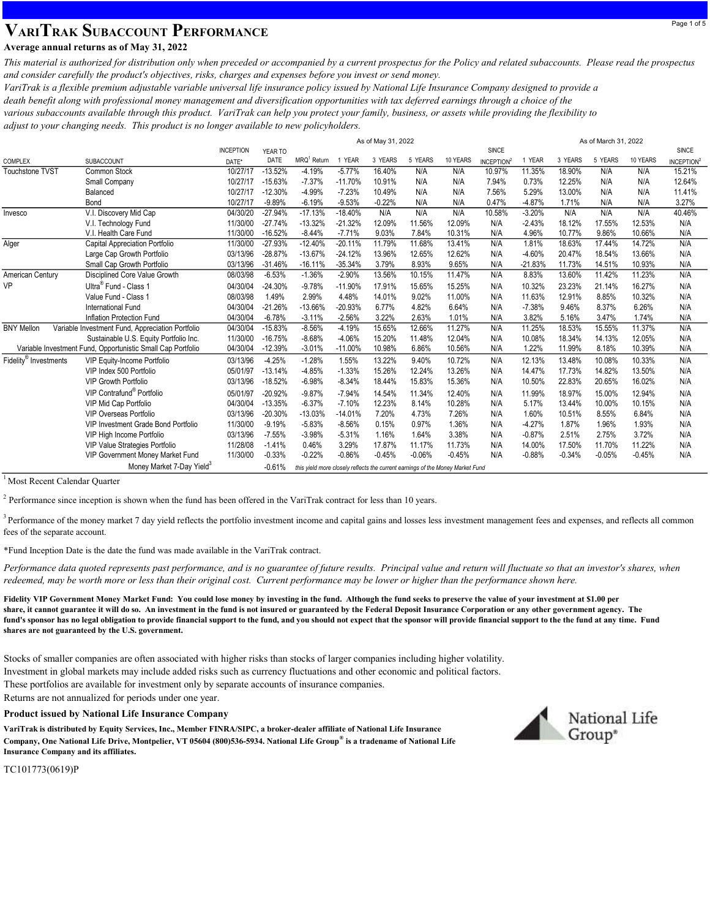# VariTrak Subaccount Performance

**Average annual returns as of May 31, 2022**

*This material is authorized for distribution only when preceded or accompanied by a current prospectus for the Policy and related subaccounts. Please read the prospectus and consider carefully the product's objectives, risks, charges and expenses before you invest or send money.*

*VariTrak is a flexible premium adjustable variable universal life insurance policy issued by National Life Insurance Company designed to provide a death benefit along with professional money management and diversification opportunities with tax deferred earnings through a choice of the various subaccounts available through this product. VariTrak can help you protect your family, business, or assets while providing the flexibility to adjust to your changing needs. This product is no longer available to new policyholders.*

| | | | | As of May 31, 2022 | | | | | | | As of March 31, 2022 | | | | |
|---|---|---|---|---|---|---|---|---|---|---|---|---|---|---|---|
| COMPLEX | SUBACCOUNT | INCEPTION DATE* | YEAR TO DATE | MRQ[1] Return | 1 YEAR | 3 YEARS | 5 YEARS | 10 YEARS | SINCE INCEPTION[2] | 1 YEAR | 3 YEARS | 5 YEARS | 10 YEARS | SINCE INCEPTION[2] |
| Touchstone TVST | Common Stock | 10/27/17 | -13.52% | -4.19% | -5.77% | 16.40% | N/A | N/A | 10.97% | 11.35% | 18.90% | N/A | N/A | 15.21% |
| | Small Company | 10/27/17 | -15.63% | -7.37% | -11.70% | 10.91% | N/A | N/A | 7.94% | 0.73% | 12.25% | N/A | N/A | 12.64% |
| | Balanced | 10/27/17 | -12.30% | -4.99% | -7.23% | 10.49% | N/A | N/A | 7.56% | 5.29% | 13.00% | N/A | N/A | 11.41% |
| | Bond | 10/27/17 | -9.89% | -6.19% | -9.53% | -0.22% | N/A | N/A | 0.47% | -4.87% | 1.71% | N/A | N/A | 3.27% |
| Invesco | V.I. Discovery Mid Cap | 04/30/20 | -27.94% | -17.13% | -18.40% | N/A | N/A | N/A | 10.58% | -3.20% | N/A | N/A | N/A | 40.46% |
| | V.I. Technology Fund | 11/30/00 | -27.74% | -13.32% | -21.32% | 12.09% | 11.56% | 12.09% | N/A | -2.43% | 18.12% | 17.55% | 12.53% | N/A |
| | V.I. Health Care Fund | 11/30/00 | -16.52% | -8.44% | -7.71% | 9.03% | 7.84% | 10.31% | N/A | 4.96% | 10.77% | 9.86% | 10.66% | N/A |
| Alger | Capital Appreciation Portfolio | 11/30/00 | -27.93% | -12.40% | -20.11% | 11.79% | 11.68% | 13.41% | N/A | 1.81% | 18.63% | 17.44% | 14.72% | N/A |
| | Large Cap Growth Portfolio | 03/13/96 | -28.87% | -13.67% | -24.12% | 13.96% | 12.65% | 12.62% | N/A | -4.60% | 20.47% | 18.54% | 13.66% | N/A |
| | Small Cap Growth Portfolio | 03/13/96 | -31.46% | -16.11% | -35.34% | 3.79% | 8.93% | 9.65% | N/A | -21.83% | 11.73% | 14.51% | 10.93% | N/A |
| American Century VP | Disciplined Core Value Growth | 08/03/98 | -6.53% | -1.36% | -2.90% | 13.56% | 10.15% | 11.47% | N/A | 8.83% | 13.60% | 11.42% | 11.23% | N/A |
| | Ultra® Fund - Class 1 | 04/30/04 | -24.30% | -9.78% | -11.90% | 17.91% | 15.65% | 15.25% | N/A | 10.32% | 23.23% | 21.14% | 16.27% | N/A |
| | Value Fund - Class 1 | 08/03/98 | 1.49% | 2.99% | 4.48% | 14.01% | 9.02% | 11.00% | N/A | 11.63% | 12.91% | 8.85% | 10.32% | N/A |
| | International Fund | 04/30/04 | -21.26% | -13.66% | -20.93% | 6.77% | 4.82% | 6.64% | N/A | -7.38% | 9.46% | 8.37% | 6.26% | N/A |
| | Inflation Protection Fund | 04/30/04 | -6.78% | -3.11% | -2.56% | 3.22% | 2.63% | 1.01% | N/A | 3.82% | 5.16% | 3.47% | 1.74% | N/A |
| BNY Mellon | Variable Investment Fund, Appreciation Portfolio | 04/30/04 | -15.83% | -8.56% | -4.19% | 15.65% | 12.66% | 11.27% | N/A | 11.25% | 18.53% | 15.55% | 11.37% | N/A |
| | Sustainable U.S. Equity Portfolio Inc. | 11/30/00 | -16.75% | -8.68% | -4.06% | 15.20% | 11.48% | 12.04% | N/A | 10.08% | 18.34% | 14.13% | 12.05% | N/A |
| | Variable Investment Fund, Opportunistic Small Cap Portfolio | 04/30/04 | -12.39% | -3.01% | -11.00% | 10.98% | 6.86% | 10.56% | N/A | 1.22% | 11.99% | 8.18% | 10.39% | N/A |
| Fidelity® Investments | VIP Equity-Income Portfolio | 03/13/96 | -4.25% | -1.28% | 1.55% | 13.22% | 9.40% | 10.72% | N/A | 12.13% | 13.48% | 10.08% | 10.33% | N/A |
| | VIP Index 500 Portfolio | 05/01/97 | -13.14% | -4.85% | -1.33% | 15.26% | 12.24% | 13.26% | N/A | 14.47% | 17.73% | 14.82% | 13.50% | N/A |
| | VIP Growth Portfolio | 03/13/96 | -18.52% | -6.98% | -8.34% | 18.44% | 15.83% | 15.36% | N/A | 10.50% | 22.83% | 20.65% | 16.02% | N/A |
| | VIP Contrafund® Portfolio | 05/01/97 | -20.92% | -9.87% | -7.94% | 14.54% | 11.34% | 12.40% | N/A | 11.99% | 18.97% | 15.00% | 12.94% | N/A |
| | VIP Mid Cap Portfolio | 04/30/04 | -13.35% | -6.37% | -7.10% | 12.23% | 8.14% | 10.28% | N/A | 5.17% | 13.44% | 10.00% | 10.15% | N/A |
| | VIP Overseas Portfolio | 03/13/96 | -20.30% | -13.03% | -14.01% | 7.20% | 4.73% | 7.26% | N/A | 1.60% | 10.51% | 8.55% | 6.84% | N/A |
| | VIP Investment Grade Bond Portfolio | 11/30/00 | -9.19% | -5.83% | -8.56% | 0.15% | 0.97% | 1.36% | N/A | -4.27% | 1.87% | 1.96% | 1.93% | N/A |
| | VIP High Income Portfolio | 03/13/96 | -7.55% | -3.98% | -5.31% | 1.16% | 1.64% | 3.38% | N/A | -0.87% | 2.51% | 2.75% | 3.72% | N/A |
| | VIP Value Strategies Portfolio | 11/28/08 | -1.41% | 0.46% | 3.29% | 17.87% | 11.17% | 11.73% | N/A | 14.00% | 17.50% | 11.70% | 11.22% | N/A |
| | VIP Government Money Market Fund | 11/30/00 | -0.33% | -0.22% | -0.86% | -0.45% | -0.06% | -0.45% | N/A | -0.88% | -0.34% | -0.05% | -0.45% | N/A |
| | Money Market 7-Day Yield[3] | | -0.61% | *this yield more closely reflects the current earnings of the Money Market Fund* | | | | | | | | | | |

[1] Most Recent Calendar Quarter

[2] Performance since inception is shown when the fund has been offered in the VariTrak contract for less than 10 years.

[3] Performance of the money market 7 day yield reflects the portfolio investment income and capital gains and losses less investment management fees and expenses, and reflects all common fees of the separate account.

*Fund Inception Date is the date the fund was made available in the VariTrak contract.

*Performance data quoted represents past performance, and is no guarantee of future results. Principal value and return will fluctuate so that an investor's shares, when redeemed, may be worth more or less than their original cost. Current performance may be lower or higher than the performance shown here.*

**Fidelity VIP Government Money Market Fund: You could lose money by investing in the fund. Although the fund seeks to preserve the value of your investment at $1.00 per share, it cannot guarantee it will do so. An investment in the fund is not insured or guaranteed by the Federal Deposit Insurance Corporation or any other government agency. The fund's sponsor has no legal obligation to provide financial support to the fund, and you should not expect that the sponsor will provide financial support to the the fund at any time. Fund shares are not guaranteed by the U.S. government.**

Stocks of smaller companies are often associated with higher risks than stocks of larger companies including higher volatility.

Investment in global markets may include added risks such as currency fluctuations and other economic and political factors.

These portfolios are available for investment only by separate accounts of insurance companies.

Returns are not annualized for periods under one year.

**Product issued by National Life Insurance Company**

**VariTrak is distributed by Equity Services, Inc., Member FINRA/SIPC, a broker-dealer affiliate of National Life Insurance Company, One National Life Drive, Montpelier, VT 05604 (800)536-5934. National Life Group® is a tradename of National Life Insurance Company and its affiliates.**

National Life Group®

TC101773(0619)P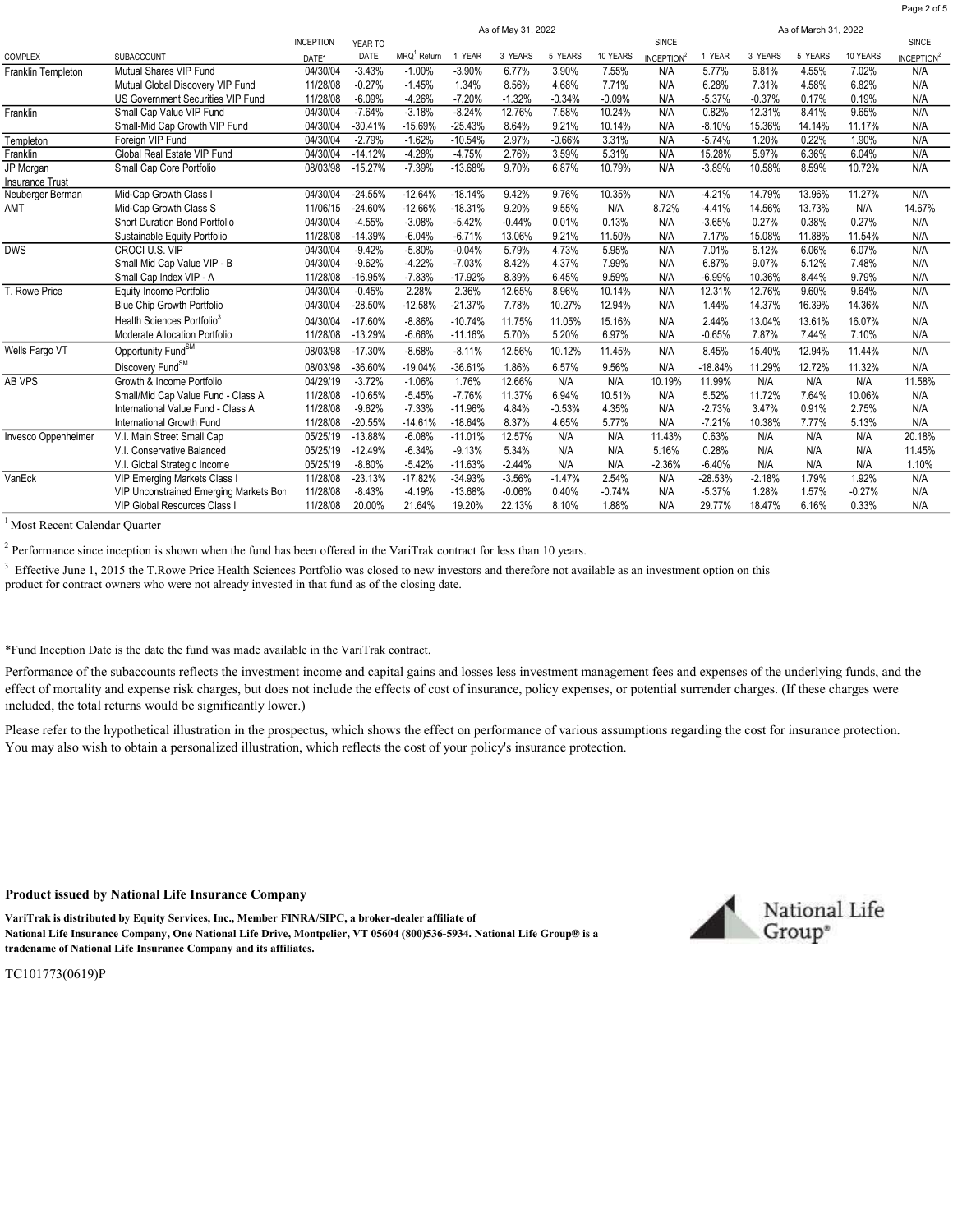| COMPLEX | SUBACCOUNT | INCEPTION DATE* | As of May 31, 2022 YEAR TO DATE | MRQ[1] Return | 1 YEAR | 3 YEARS | 5 YEARS | 10 YEARS | SINCE INCEPTION[2] | As of March 31, 2022 1 YEAR | 3 YEARS | 5 YEARS | 10 YEARS | SINCE INCEPTION[2] |
|---|---|---|---|---|---|---|---|---|---|---|---|---|---|---|
| Franklin Templeton | Mutual Shares VIP Fund | 04/30/04 | -3.43% | -1.00% | -3.90% | 6.77% | 3.90% | 7.55% | N/A | 5.77% | 6.81% | 4.55% | 7.02% | N/A |
| | Mutual Global Discovery VIP Fund | 11/28/08 | -0.27% | -1.45% | 1.34% | 8.56% | 4.68% | 7.71% | N/A | 6.28% | 7.31% | 4.58% | 6.82% | N/A |
| | US Government Securities VIP Fund | 11/28/08 | -6.09% | -4.26% | -7.20% | -1.32% | -0.34% | -0.09% | N/A | -5.37% | -0.37% | 0.17% | 0.19% | N/A |
| Franklin | Small Cap Value VIP Fund | 04/30/04 | -7.64% | -3.18% | -8.24% | 12.76% | 7.58% | 10.24% | N/A | 0.82% | 12.31% | 8.41% | 9.65% | N/A |
| | Small-Mid Cap Growth VIP Fund | 04/30/04 | -30.41% | -15.69% | -25.43% | 8.64% | 9.21% | 10.14% | N/A | -8.10% | 15.36% | 14.14% | 11.17% | N/A |
| Templeton | Foreign VIP Fund | 04/30/04 | -2.79% | -1.62% | -10.54% | 2.97% | -0.66% | 3.31% | N/A | -5.74% | 1.20% | 0.22% | 1.90% | N/A |
| Franklin | Global Real Estate VIP Fund | 04/30/04 | -14.12% | -4.28% | -4.75% | 2.76% | 3.59% | 5.31% | N/A | 15.28% | 5.97% | 6.36% | 6.04% | N/A |
| JP Morgan Insurance Trust | Small Cap Core Portfolio | 08/03/98 | -15.27% | -7.39% | -13.68% | 9.70% | 6.87% | 10.79% | N/A | -3.89% | 10.58% | 8.59% | 10.72% | N/A |
| Neuberger Berman AMT | Mid-Cap Growth Class I | 04/30/04 | -24.55% | -12.64% | -18.14% | 9.42% | 9.76% | 10.35% | N/A | -4.21% | 14.79% | 13.96% | 11.27% | N/A |
| | Mid-Cap Growth Class S | 11/06/15 | -24.60% | -12.66% | -18.31% | 9.20% | 9.55% | N/A | 8.72% | -4.41% | 14.56% | 13.73% | N/A | 14.67% |
| | Short Duration Bond Portfolio | 04/30/04 | -4.55% | -3.08% | -5.42% | -0.44% | 0.01% | 0.13% | N/A | -3.65% | 0.27% | 0.38% | 0.27% | N/A |
| | Sustainable Equity Portfolio | 11/28/08 | -14.39% | -6.04% | -6.71% | 13.06% | 9.21% | 11.50% | N/A | 7.17% | 15.08% | 11.88% | 11.54% | N/A |
| DWS | CROCI U.S. VIP | 04/30/04 | -9.42% | -5.80% | -0.04% | 5.79% | 4.73% | 5.95% | N/A | 7.01% | 6.12% | 6.06% | 6.07% | N/A |
| | Small Mid Cap Value VIP - B | 04/30/04 | -9.62% | -4.22% | -7.03% | 8.42% | 4.37% | 7.99% | N/A | 6.87% | 9.07% | 5.12% | 7.48% | N/A |
| | Small Cap Index VIP - A | 11/28/08 | -16.95% | -7.83% | -17.92% | 8.39% | 6.45% | 9.59% | N/A | -6.99% | 10.36% | 8.44% | 9.79% | N/A |
| T. Rowe Price | Equity Income Portfolio | 04/30/04 | -0.45% | 2.28% | 2.36% | 12.65% | 8.96% | 10.14% | N/A | 12.31% | 12.76% | 9.60% | 9.64% | N/A |
| | Blue Chip Growth Portfolio | 04/30/04 | -28.50% | -12.58% | -21.37% | 7.78% | 10.27% | 12.94% | N/A | 1.44% | 14.37% | 16.39% | 14.36% | N/A |
| | Health Sciences Portfolio[3] | 04/30/04 | -17.60% | -8.86% | -10.74% | 11.75% | 11.05% | 15.16% | N/A | 2.44% | 13.04% | 13.61% | 16.07% | N/A |
| | Moderate Allocation Portfolio | 11/28/08 | -13.29% | -6.66% | -11.16% | 5.70% | 5.20% | 6.97% | N/A | -0.65% | 7.87% | 7.44% | 7.10% | N/A |
| Wells Fargo VT | Opportunity Fund[SM] | 08/03/98 | -17.30% | -8.68% | -8.11% | 12.56% | 10.12% | 11.45% | N/A | 8.45% | 15.40% | 12.94% | 11.44% | N/A |
| | Discovery Fund[SM] | 08/03/98 | -36.60% | -19.04% | -36.61% | 1.86% | 6.57% | 9.56% | N/A | -18.84% | 11.29% | 12.72% | 11.32% | N/A |
| AB VPS | Growth & Income Portfolio | 04/29/19 | -3.72% | -1.06% | 1.76% | 12.66% | N/A | N/A | 10.19% | 11.99% | N/A | N/A | N/A | 11.58% |
| | Small/Mid Cap Value Fund - Class A | 11/28/08 | -10.65% | -5.45% | -7.76% | 11.37% | 6.94% | 10.51% | N/A | 5.52% | 11.72% | 7.64% | 10.06% | N/A |
| | International Value Fund - Class A | 11/28/08 | -9.62% | -7.33% | -11.96% | 4.84% | -0.53% | 4.35% | N/A | -2.73% | 3.47% | 0.91% | 2.75% | N/A |
| | International Growth Fund | 11/28/08 | -20.55% | -14.61% | -18.64% | 8.37% | 4.65% | 5.77% | N/A | -7.21% | 10.38% | 7.77% | 5.13% | N/A |
| Invesco Oppenheimer | V.I. Main Street Small Cap | 05/25/19 | -13.88% | -6.08% | -11.01% | 12.57% | N/A | N/A | 11.43% | 0.63% | N/A | N/A | N/A | 20.18% |
| | V.I. Conservative Balanced | 05/25/19 | -12.49% | -6.34% | -9.13% | 5.34% | N/A | N/A | 5.16% | 0.28% | N/A | N/A | N/A | 11.45% |
| | V.I. Global Strategic Income | 05/25/19 | -8.80% | -5.42% | -11.63% | -2.44% | N/A | N/A | -2.36% | -6.40% | N/A | N/A | N/A | 1.10% |
| VanEck | VIP Emerging Markets Class I | 11/28/08 | -23.13% | -17.82% | -34.93% | -3.56% | -1.47% | 2.54% | N/A | -28.53% | -2.18% | 1.79% | 1.92% | N/A |
| | VIP Unconstrained Emerging Markets Bon | 11/28/08 | -8.43% | -4.19% | -13.68% | -0.06% | 0.40% | -0.74% | N/A | -5.37% | 1.28% | 1.57% | -0.27% | N/A |
| | VIP Global Resources Class I | 11/28/08 | 20.00% | 21.64% | 19.20% | 22.13% | 8.10% | 1.88% | N/A | 29.77% | 18.47% | 6.16% | 0.33% | N/A |

[1] Most Recent Calendar Quarter

[2] Performance since inception is shown when the fund has been offered in the VariTrak contract for less than 10 years.

[3] Effective June 1, 2015 the T.Rowe Price Health Sciences Portfolio was closed to new investors and therefore not available as an investment option on this product for contract owners who were not already invested in that fund as of the closing date.

*Fund Inception Date is the date the fund was made available in the VariTrak contract.

Performance of the subaccounts reflects the investment income and capital gains and losses less investment management fees and expenses of the underlying funds, and the effect of mortality and expense risk charges, but does not include the effects of cost of insurance, policy expenses, or potential surrender charges. (If these charges were included, the total returns would be significantly lower.)

Please refer to the hypothetical illustration in the prospectus, which shows the effect on performance of various assumptions regarding the cost for insurance protection. You may also wish to obtain a personalized illustration, which reflects the cost of your policy's insurance protection.

**Product issued by National Life Insurance Company**

**VariTrak is distributed by Equity Services, Inc., Member FINRA/SIPC, a broker-dealer affiliate of National Life Insurance Company, One National Life Drive, Montpelier, VT 05604 (800)536-5934. National Life Group® is a tradename of National Life Insurance Company and its affiliates.**

National Life Group®

TC101773(0619)P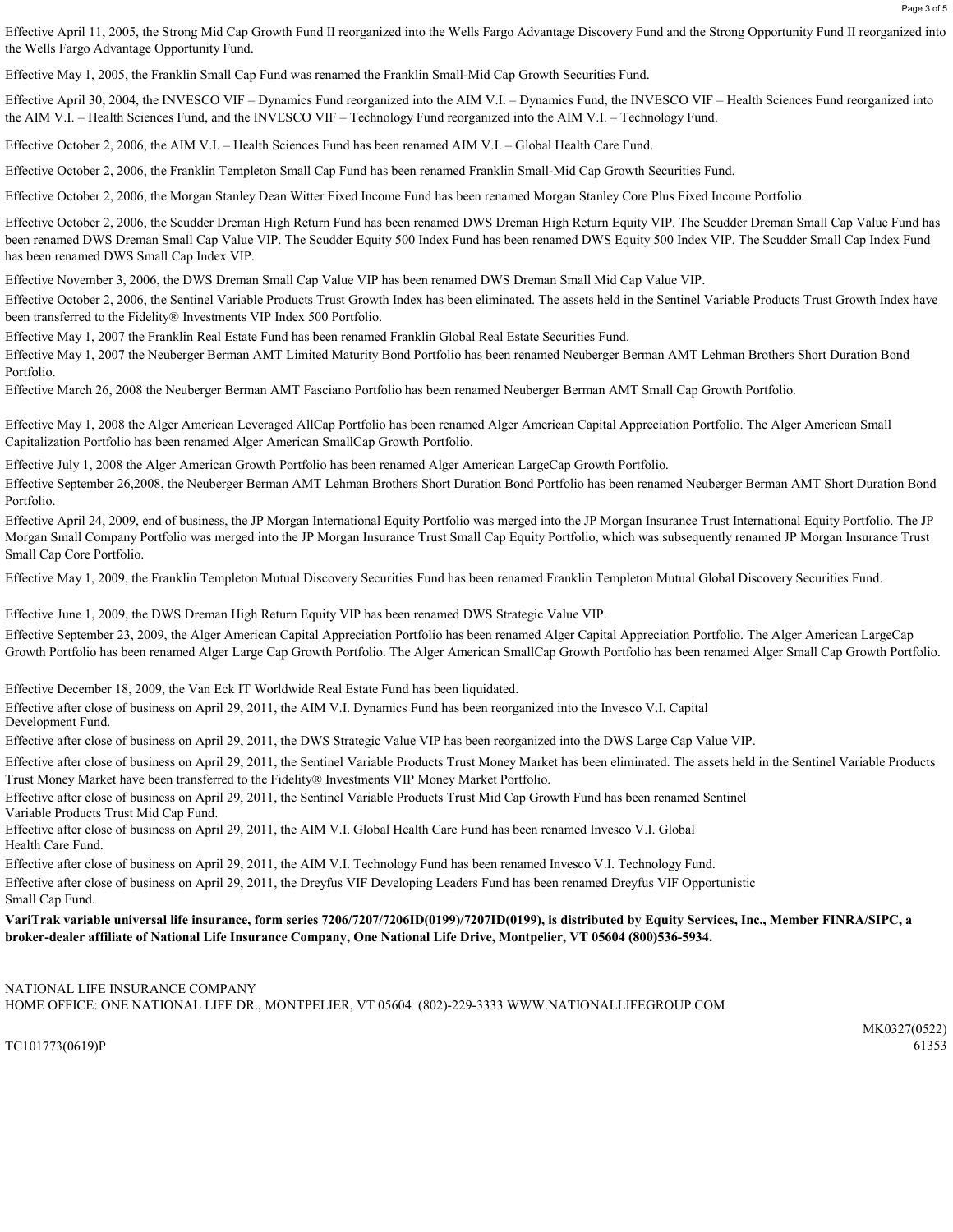Effective April 11, 2005, the Strong Mid Cap Growth Fund II reorganized into the Wells Fargo Advantage Discovery Fund and the Strong Opportunity Fund II reorganized into the Wells Fargo Advantage Opportunity Fund.

Effective May 1, 2005, the Franklin Small Cap Fund was renamed the Franklin Small-Mid Cap Growth Securities Fund.

Effective April 30, 2004, the INVESCO VIF – Dynamics Fund reorganized into the AIM V.I. – Dynamics Fund, the INVESCO VIF – Health Sciences Fund reorganized into the AIM V.I. – Health Sciences Fund, and the INVESCO VIF – Technology Fund reorganized into the AIM V.I. – Technology Fund.

Effective October 2, 2006, the AIM V.I. – Health Sciences Fund has been renamed AIM V.I. – Global Health Care Fund.

Effective October 2, 2006, the Franklin Templeton Small Cap Fund has been renamed Franklin Small-Mid Cap Growth Securities Fund.

Effective October 2, 2006, the Morgan Stanley Dean Witter Fixed Income Fund has been renamed Morgan Stanley Core Plus Fixed Income Portfolio.

Effective October 2, 2006, the Scudder Dreman High Return Fund has been renamed DWS Dreman High Return Equity VIP. The Scudder Dreman Small Cap Value Fund has been renamed DWS Dreman Small Cap Value VIP. The Scudder Equity 500 Index Fund has been renamed DWS Equity 500 Index VIP. The Scudder Small Cap Index Fund has been renamed DWS Small Cap Index VIP.

Effective November 3, 2006, the DWS Dreman Small Cap Value VIP has been renamed DWS Dreman Small Mid Cap Value VIP.

Effective October 2, 2006, the Sentinel Variable Products Trust Growth Index has been eliminated. The assets held in the Sentinel Variable Products Trust Growth Index have been transferred to the Fidelity® Investments VIP Index 500 Portfolio.

Effective May 1, 2007 the Franklin Real Estate Fund has been renamed Franklin Global Real Estate Securities Fund.

Effective May 1, 2007 the Neuberger Berman AMT Limited Maturity Bond Portfolio has been renamed Neuberger Berman AMT Lehman Brothers Short Duration Bond Portfolio.

Effective March 26, 2008 the Neuberger Berman AMT Fasciano Portfolio has been renamed Neuberger Berman AMT Small Cap Growth Portfolio.

Effective May 1, 2008 the Alger American Leveraged AllCap Portfolio has been renamed Alger American Capital Appreciation Portfolio. The Alger American Small Capitalization Portfolio has been renamed Alger American SmallCap Growth Portfolio.

Effective July 1, 2008 the Alger American Growth Portfolio has been renamed Alger American LargeCap Growth Portfolio.

Effective September 26,2008, the Neuberger Berman AMT Lehman Brothers Short Duration Bond Portfolio has been renamed Neuberger Berman AMT Short Duration Bond Portfolio.

Effective April 24, 2009, end of business, the JP Morgan International Equity Portfolio was merged into the JP Morgan Insurance Trust International Equity Portfolio. The JP Morgan Small Company Portfolio was merged into the JP Morgan Insurance Trust Small Cap Equity Portfolio, which was subsequently renamed JP Morgan Insurance Trust Small Cap Core Portfolio.

Effective May 1, 2009, the Franklin Templeton Mutual Discovery Securities Fund has been renamed Franklin Templeton Mutual Global Discovery Securities Fund.

Effective June 1, 2009, the DWS Dreman High Return Equity VIP has been renamed DWS Strategic Value VIP.

Effective September 23, 2009, the Alger American Capital Appreciation Portfolio has been renamed Alger Capital Appreciation Portfolio. The Alger American LargeCap Growth Portfolio has been renamed Alger Large Cap Growth Portfolio. The Alger American SmallCap Growth Portfolio has been renamed Alger Small Cap Growth Portfolio.

Effective December 18, 2009, the Van Eck IT Worldwide Real Estate Fund has been liquidated.

Effective after close of business on April 29, 2011, the AIM V.I. Dynamics Fund has been reorganized into the Invesco V.I. Capital Development Fund.

Effective after close of business on April 29, 2011, the DWS Strategic Value VIP has been reorganized into the DWS Large Cap Value VIP.

Effective after close of business on April 29, 2011, the Sentinel Variable Products Trust Money Market has been eliminated. The assets held in the Sentinel Variable Products Trust Money Market have been transferred to the Fidelity® Investments VIP Money Market Portfolio.

Effective after close of business on April 29, 2011, the Sentinel Variable Products Trust Mid Cap Growth Fund has been renamed Sentinel Variable Products Trust Mid Cap Fund.

Effective after close of business on April 29, 2011, the AIM V.I. Global Health Care Fund has been renamed Invesco V.I. Global Health Care Fund.

Effective after close of business on April 29, 2011, the AIM V.I. Technology Fund has been renamed Invesco V.I. Technology Fund.

Effective after close of business on April 29, 2011, the Dreyfus VIF Developing Leaders Fund has been renamed Dreyfus VIF Opportunistic Small Cap Fund.

**VariTrak variable universal life insurance, form series 7206/7207/7206ID(0199)/7207ID(0199), is distributed by Equity Services, Inc., Member FINRA/SIPC, a broker-dealer affiliate of National Life Insurance Company, One National Life Drive, Montpelier, VT 05604 (800)536-5934.**

NATIONAL LIFE INSURANCE COMPANY
HOME OFFICE: ONE NATIONAL LIFE DR., MONTPELIER, VT 05604 (802)-229-3333 WWW.NATIONALLIFEGROUP.COM

TC101773(0619)P

MK0327(0522)
61353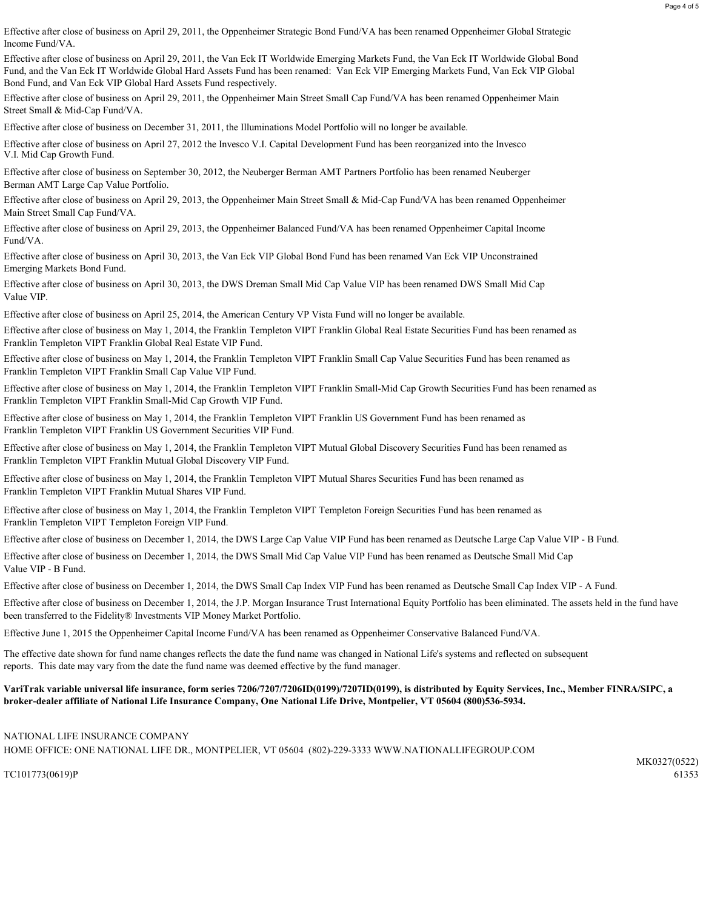Effective after close of business on April 29, 2011, the Oppenheimer Strategic Bond Fund/VA has been renamed Oppenheimer Global Strategic Income Fund/VA.

Effective after close of business on April 29, 2011, the Van Eck IT Worldwide Emerging Markets Fund, the Van Eck IT Worldwide Global Bond Fund, and the Van Eck IT Worldwide Global Hard Assets Fund has been renamed: Van Eck VIP Emerging Markets Fund, Van Eck VIP Global Bond Fund, and Van Eck VIP Global Hard Assets Fund respectively.

Effective after close of business on April 29, 2011, the Oppenheimer Main Street Small Cap Fund/VA has been renamed Oppenheimer Main Street Small & Mid-Cap Fund/VA.

Effective after close of business on December 31, 2011, the Illuminations Model Portfolio will no longer be available.

Effective after close of business on April 27, 2012 the Invesco V.I. Capital Development Fund has been reorganized into the Invesco V.I. Mid Cap Growth Fund.

Effective after close of business on September 30, 2012, the Neuberger Berman AMT Partners Portfolio has been renamed Neuberger Berman AMT Large Cap Value Portfolio.

Effective after close of business on April 29, 2013, the Oppenheimer Main Street Small & Mid-Cap Fund/VA has been renamed Oppenheimer Main Street Small Cap Fund/VA.

Effective after close of business on April 29, 2013, the Oppenheimer Balanced Fund/VA has been renamed Oppenheimer Capital Income Fund/VA.

Effective after close of business on April 30, 2013, the Van Eck VIP Global Bond Fund has been renamed Van Eck VIP Unconstrained Emerging Markets Bond Fund.

Effective after close of business on April 30, 2013, the DWS Dreman Small Mid Cap Value VIP has been renamed DWS Small Mid Cap Value VIP.

Effective after close of business on April 25, 2014, the American Century VP Vista Fund will no longer be available.

Effective after close of business on May 1, 2014, the Franklin Templeton VIPT Franklin Global Real Estate Securities Fund has been renamed as Franklin Templeton VIPT Franklin Global Real Estate VIP Fund.

Effective after close of business on May 1, 2014, the Franklin Templeton VIPT Franklin Small Cap Value Securities Fund has been renamed as Franklin Templeton VIPT Franklin Small Cap Value VIP Fund.

Effective after close of business on May 1, 2014, the Franklin Templeton VIPT Franklin Small-Mid Cap Growth Securities Fund has been renamed as Franklin Templeton VIPT Franklin Small-Mid Cap Growth VIP Fund.

Effective after close of business on May 1, 2014, the Franklin Templeton VIPT Franklin US Government Fund has been renamed as Franklin Templeton VIPT Franklin US Government Securities VIP Fund.

Effective after close of business on May 1, 2014, the Franklin Templeton VIPT Mutual Global Discovery Securities Fund has been renamed as Franklin Templeton VIPT Franklin Mutual Global Discovery VIP Fund.

Effective after close of business on May 1, 2014, the Franklin Templeton VIPT Mutual Shares Securities Fund has been renamed as Franklin Templeton VIPT Franklin Mutual Shares VIP Fund.

Effective after close of business on May 1, 2014, the Franklin Templeton VIPT Templeton Foreign Securities Fund has been renamed as Franklin Templeton VIPT Templeton Foreign VIP Fund.

Effective after close of business on December 1, 2014, the DWS Large Cap Value VIP Fund has been renamed as Deutsche Large Cap Value VIP - B Fund.

Effective after close of business on December 1, 2014, the DWS Small Mid Cap Value VIP Fund has been renamed as Deutsche Small Mid Cap Value VIP - B Fund.

Effective after close of business on December 1, 2014, the DWS Small Cap Index VIP Fund has been renamed as Deutsche Small Cap Index VIP - A Fund.

Effective after close of business on December 1, 2014, the J.P. Morgan Insurance Trust International Equity Portfolio has been eliminated. The assets held in the fund have been transferred to the Fidelity® Investments VIP Money Market Portfolio.

Effective June 1, 2015 the Oppenheimer Capital Income Fund/VA has been renamed as Oppenheimer Conservative Balanced Fund/VA.

The effective date shown for fund name changes reflects the date the fund name was changed in National Life's systems and reflected on subsequent reports. This date may vary from the date the fund name was deemed effective by the fund manager.

**VariTrak variable universal life insurance, form series 7206/7207/7206ID(0199)/7207ID(0199), is distributed by Equity Services, Inc., Member FINRA/SIPC, a broker-dealer affiliate of National Life Insurance Company, One National Life Drive, Montpelier, VT 05604 (800)536-5934.**

NATIONAL LIFE INSURANCE COMPANY
HOME OFFICE: ONE NATIONAL LIFE DR., MONTPELIER, VT 05604 (802)-229-3333 WWW.NATIONALLIFEGROUP.COM

MK0327(0522)
TC101773(0619)P
61353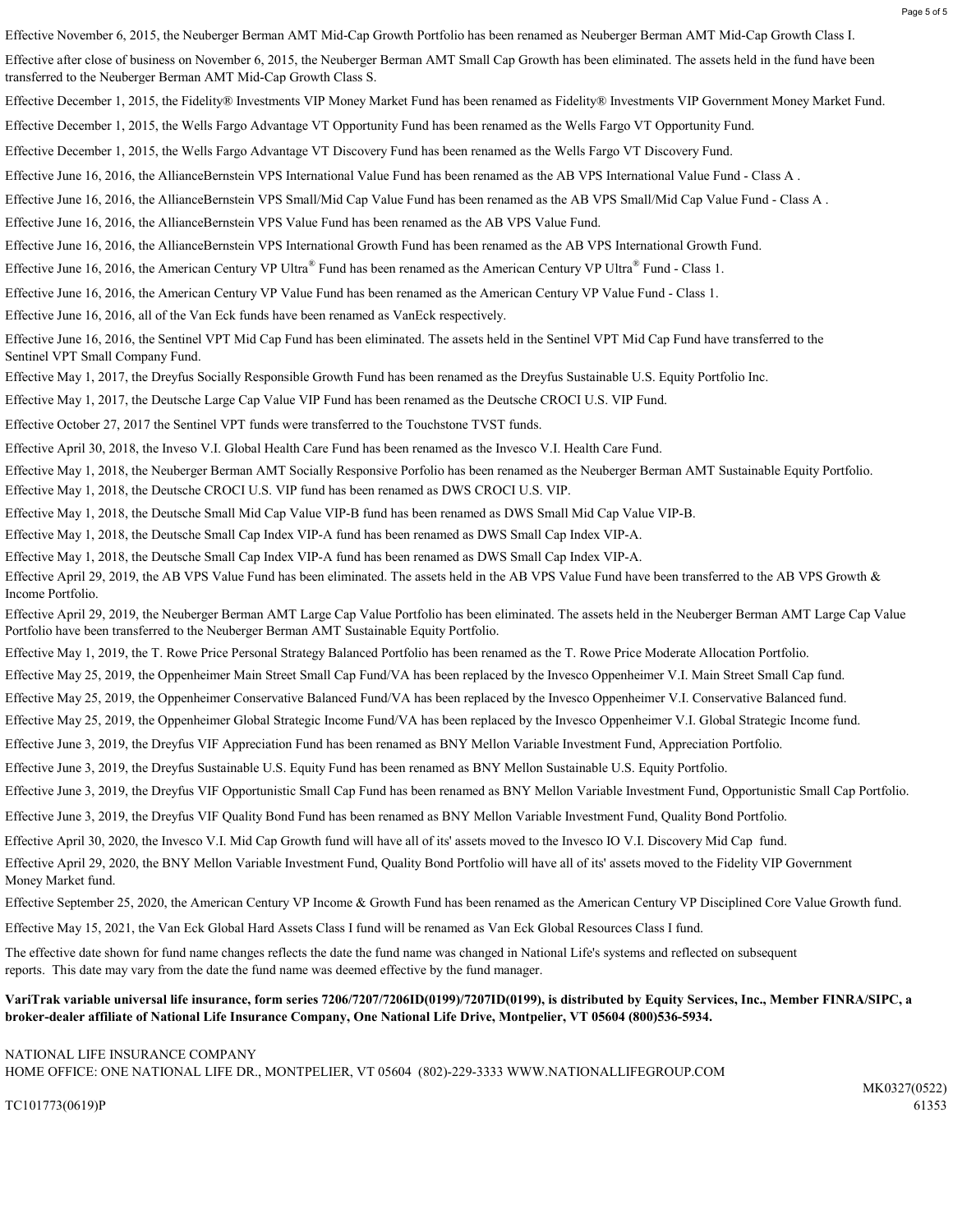Effective November 6, 2015, the Neuberger Berman AMT Mid-Cap Growth Portfolio has been renamed as Neuberger Berman AMT Mid-Cap Growth Class I.

Effective after close of business on November 6, 2015, the Neuberger Berman AMT Small Cap Growth has been eliminated. The assets held in the fund have been transferred to the Neuberger Berman AMT Mid-Cap Growth Class S.

Effective December 1, 2015, the Fidelity® Investments VIP Money Market Fund has been renamed as Fidelity® Investments VIP Government Money Market Fund.

Effective December 1, 2015, the Wells Fargo Advantage VT Opportunity Fund has been renamed as the Wells Fargo VT Opportunity Fund.

Effective December 1, 2015, the Wells Fargo Advantage VT Discovery Fund has been renamed as the Wells Fargo VT Discovery Fund.

Effective June 16, 2016, the AllianceBernstein VPS International Value Fund has been renamed as the AB VPS International Value Fund - Class A .

Effective June 16, 2016, the AllianceBernstein VPS Small/Mid Cap Value Fund has been renamed as the AB VPS Small/Mid Cap Value Fund - Class A .

Effective June 16, 2016, the AllianceBernstein VPS Value Fund has been renamed as the AB VPS Value Fund.

Effective June 16, 2016, the AllianceBernstein VPS International Growth Fund has been renamed as the AB VPS International Growth Fund.

Effective June 16, 2016, the American Century VP Ultra® Fund has been renamed as the American Century VP Ultra® Fund - Class 1.

Effective June 16, 2016, the American Century VP Value Fund has been renamed as the American Century VP Value Fund - Class 1.

Effective June 16, 2016, all of the Van Eck funds have been renamed as VanEck respectively.

Effective June 16, 2016, the Sentinel VPT Mid Cap Fund has been eliminated. The assets held in the Sentinel VPT Mid Cap Fund have transferred to the Sentinel VPT Small Company Fund.

Effective May 1, 2017, the Dreyfus Socially Responsible Growth Fund has been renamed as the Dreyfus Sustainable U.S. Equity Portfolio Inc.

Effective May 1, 2017, the Deutsche Large Cap Value VIP Fund has been renamed as the Deutsche CROCI U.S. VIP Fund.

Effective October 27, 2017 the Sentinel VPT funds were transferred to the Touchstone TVST funds.

Effective April 30, 2018, the Inveso V.I. Global Health Care Fund has been renamed as the Invesco V.I. Health Care Fund.

Effective May 1, 2018, the Neuberger Berman AMT Socially Responsive Porfolio has been renamed as the Neuberger Berman AMT Sustainable Equity Portfolio.

Effective May 1, 2018, the Deutsche CROCI U.S. VIP fund has been renamed as DWS CROCI U.S. VIP.

Effective May 1, 2018, the Deutsche Small Mid Cap Value VIP-B fund has been renamed as DWS Small Mid Cap Value VIP-B.

Effective May 1, 2018, the Deutsche Small Cap Index VIP-A fund has been renamed as DWS Small Cap Index VIP-A.

Effective May 1, 2018, the Deutsche Small Cap Index VIP-A fund has been renamed as DWS Small Cap Index VIP-A.

Effective April 29, 2019, the AB VPS Value Fund has been eliminated. The assets held in the AB VPS Value Fund have been transferred to the AB VPS Growth & Income Portfolio.

Effective April 29, 2019, the Neuberger Berman AMT Large Cap Value Portfolio has been eliminated. The assets held in the Neuberger Berman AMT Large Cap Value Portfolio have been transferred to the Neuberger Berman AMT Sustainable Equity Portfolio.

Effective May 1, 2019, the T. Rowe Price Personal Strategy Balanced Portfolio has been renamed as the T. Rowe Price Moderate Allocation Portfolio.

Effective May 25, 2019, the Oppenheimer Main Street Small Cap Fund/VA has been replaced by the Invesco Oppenheimer V.I. Main Street Small Cap fund.

Effective May 25, 2019, the Oppenheimer Conservative Balanced Fund/VA has been replaced by the Invesco Oppenheimer V.I. Conservative Balanced fund.

Effective May 25, 2019, the Oppenheimer Global Strategic Income Fund/VA has been replaced by the Invesco Oppenheimer V.I. Global Strategic Income fund.

Effective June 3, 2019, the Dreyfus VIF Appreciation Fund has been renamed as BNY Mellon Variable Investment Fund, Appreciation Portfolio.

Effective June 3, 2019, the Dreyfus Sustainable U.S. Equity Fund has been renamed as BNY Mellon Sustainable U.S. Equity Portfolio.

Effective June 3, 2019, the Dreyfus VIF Opportunistic Small Cap Fund has been renamed as BNY Mellon Variable Investment Fund, Opportunistic Small Cap Portfolio.

Effective June 3, 2019, the Dreyfus VIF Quality Bond Fund has been renamed as BNY Mellon Variable Investment Fund, Quality Bond Portfolio.

Effective April 30, 2020, the Invesco V.I. Mid Cap Growth fund will have all of its' assets moved to the Invesco IO V.I. Discovery Mid Cap fund.

Effective April 29, 2020, the BNY Mellon Variable Investment Fund, Quality Bond Portfolio will have all of its' assets moved to the Fidelity VIP Government Money Market fund.

Effective September 25, 2020, the American Century VP Income & Growth Fund has been renamed as the American Century VP Disciplined Core Value Growth fund.

Effective May 15, 2021, the Van Eck Global Hard Assets Class I fund will be renamed as Van Eck Global Resources Class I fund.

The effective date shown for fund name changes reflects the date the fund name was changed in National Life's systems and reflected on subsequent reports. This date may vary from the date the fund name was deemed effective by the fund manager.

**VariTrak variable universal life insurance, form series 7206/7207/7206ID(0199)/7207ID(0199), is distributed by Equity Services, Inc., Member FINRA/SIPC, a broker-dealer affiliate of National Life Insurance Company, One National Life Drive, Montpelier, VT 05604 (800)536-5934.**

NATIONAL LIFE INSURANCE COMPANY
HOME OFFICE: ONE NATIONAL LIFE DR., MONTPELIER, VT 05604 (802)-229-3333 WWW.NATIONALLIFEGROUP.COM

MK0327(0522)

TC101773(0619)P

61353